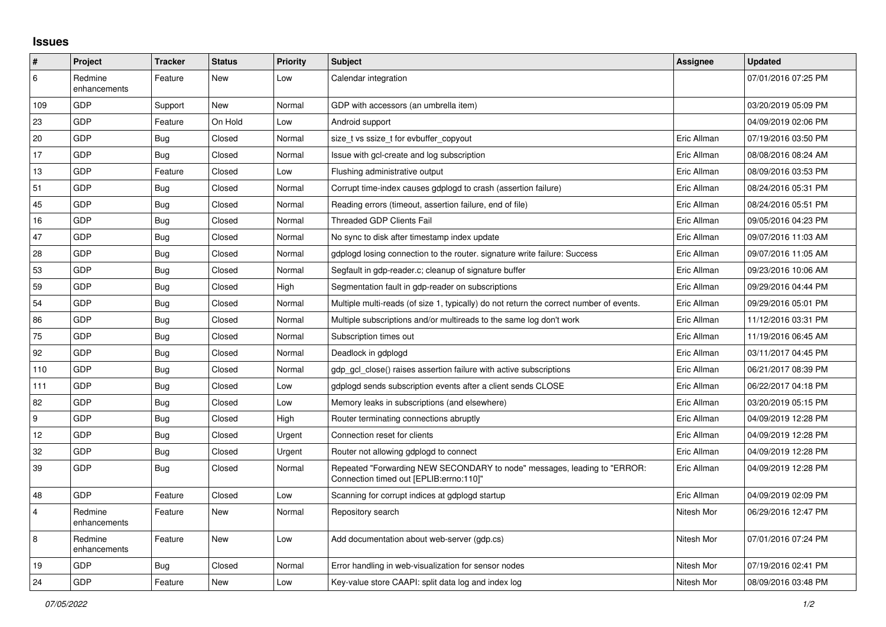# Issues

| # | Project | Tracker | Status | Priority | Subject | Assignee | Updated |
|---|---|---|---|---|---|---|---|
| 6 | Redmine enhancements | Feature | New | Low | Calendar integration | | 07/01/2016 07:25 PM |
| 109 | GDP | Support | New | Normal | GDP with accessors (an umbrella item) | | 03/20/2019 05:09 PM |
| 23 | GDP | Feature | On Hold | Low | Android support | | 04/09/2019 02:06 PM |
| 20 | GDP | Bug | Closed | Normal | size_t vs ssize_t for evbuffer_copyout | Eric Allman | 07/19/2016 03:50 PM |
| 17 | GDP | Bug | Closed | Normal | Issue with gcl-create and log subscription | Eric Allman | 08/08/2016 08:24 AM |
| 13 | GDP | Feature | Closed | Low | Flushing administrative output | Eric Allman | 08/09/2016 03:53 PM |
| 51 | GDP | Bug | Closed | Normal | Corrupt time-index causes gdplogd to crash (assertion failure) | Eric Allman | 08/24/2016 05:31 PM |
| 45 | GDP | Bug | Closed | Normal | Reading errors (timeout, assertion failure, end of file) | Eric Allman | 08/24/2016 05:51 PM |
| 16 | GDP | Bug | Closed | Normal | Threaded GDP Clients Fail | Eric Allman | 09/05/2016 04:23 PM |
| 47 | GDP | Bug | Closed | Normal | No sync to disk after timestamp index update | Eric Allman | 09/07/2016 11:03 AM |
| 28 | GDP | Bug | Closed | Normal | gdplogd losing connection to the router. signature write failure: Success | Eric Allman | 09/07/2016 11:05 AM |
| 53 | GDP | Bug | Closed | Normal | Segfault in gdp-reader.c; cleanup of signature buffer | Eric Allman | 09/23/2016 10:06 AM |
| 59 | GDP | Bug | Closed | High | Segmentation fault in gdp-reader on subscriptions | Eric Allman | 09/29/2016 04:44 PM |
| 54 | GDP | Bug | Closed | Normal | Multiple multi-reads (of size 1, typically) do not return the correct number of events. | Eric Allman | 09/29/2016 05:01 PM |
| 86 | GDP | Bug | Closed | Normal | Multiple subscriptions and/or multireads to the same log don't work | Eric Allman | 11/12/2016 03:31 PM |
| 75 | GDP | Bug | Closed | Normal | Subscription times out | Eric Allman | 11/19/2016 06:45 AM |
| 92 | GDP | Bug | Closed | Normal | Deadlock in gdplogd | Eric Allman | 03/11/2017 04:45 PM |
| 110 | GDP | Bug | Closed | Normal | gdp_gcl_close() raises assertion failure with active subscriptions | Eric Allman | 06/21/2017 08:39 PM |
| 111 | GDP | Bug | Closed | Low | gdplogd sends subscription events after a client sends CLOSE | Eric Allman | 06/22/2017 04:18 PM |
| 82 | GDP | Bug | Closed | Low | Memory leaks in subscriptions (and elsewhere) | Eric Allman | 03/20/2019 05:15 PM |
| 9 | GDP | Bug | Closed | High | Router terminating connections abruptly | Eric Allman | 04/09/2019 12:28 PM |
| 12 | GDP | Bug | Closed | Urgent | Connection reset for clients | Eric Allman | 04/09/2019 12:28 PM |
| 32 | GDP | Bug | Closed | Urgent | Router not allowing gdplogd to connect | Eric Allman | 04/09/2019 12:28 PM |
| 39 | GDP | Bug | Closed | Normal | Repeated "Forwarding NEW SECONDARY to node" messages, leading to "ERROR: Connection timed out [EPLIB:errno:110]" | Eric Allman | 04/09/2019 12:28 PM |
| 48 | GDP | Feature | Closed | Low | Scanning for corrupt indices at gdplogd startup | Eric Allman | 04/09/2019 02:09 PM |
| 4 | Redmine enhancements | Feature | New | Normal | Repository search | Nitesh Mor | 06/29/2016 12:47 PM |
| 8 | Redmine enhancements | Feature | New | Low | Add documentation about web-server (gdp.cs) | Nitesh Mor | 07/01/2016 07:24 PM |
| 19 | GDP | Bug | Closed | Normal | Error handling in web-visualization for sensor nodes | Nitesh Mor | 07/19/2016 02:41 PM |
| 24 | GDP | Feature | New | Low | Key-value store CAAPI: split data log and index log | Nitesh Mor | 08/09/2016 03:48 PM |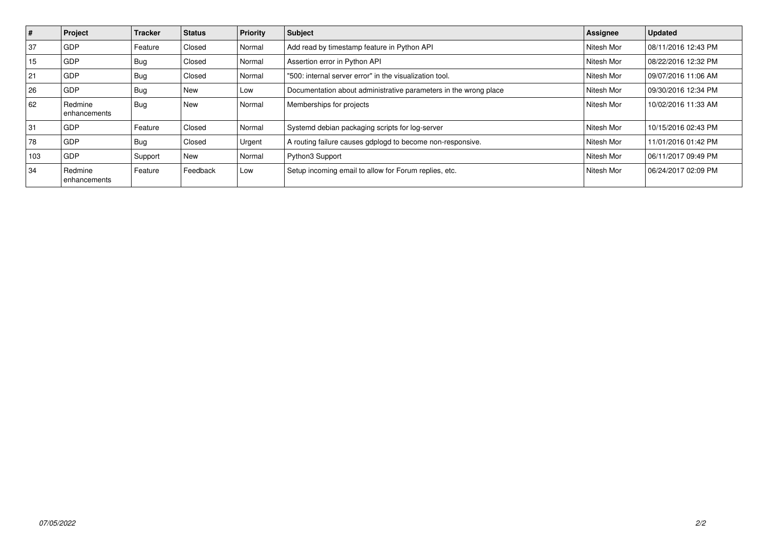| # | Project | Tracker | Status | Priority | Subject | Assignee | Updated |
|---|---|---|---|---|---|---|---|
| 37 | GDP | Feature | Closed | Normal | Add read by timestamp feature in Python API | Nitesh Mor | 08/11/2016 12:43 PM |
| 15 | GDP | Bug | Closed | Normal | Assertion error in Python API | Nitesh Mor | 08/22/2016 12:32 PM |
| 21 | GDP | Bug | Closed | Normal | "500: internal server error" in the visualization tool. | Nitesh Mor | 09/07/2016 11:06 AM |
| 26 | GDP | Bug | New | Low | Documentation about administrative parameters in the wrong place | Nitesh Mor | 09/30/2016 12:34 PM |
| 62 | Redmine enhancements | Bug | New | Normal | Memberships for projects | Nitesh Mor | 10/02/2016 11:33 AM |
| 31 | GDP | Feature | Closed | Normal | Systemd debian packaging scripts for log-server | Nitesh Mor | 10/15/2016 02:43 PM |
| 78 | GDP | Bug | Closed | Urgent | A routing failure causes gdplogd to become non-responsive. | Nitesh Mor | 11/01/2016 01:42 PM |
| 103 | GDP | Support | New | Normal | Python3 Support | Nitesh Mor | 06/11/2017 09:49 PM |
| 34 | Redmine enhancements | Feature | Feedback | Low | Setup incoming email to allow for Forum replies, etc. | Nitesh Mor | 06/24/2017 02:09 PM |

*07/05/2022*